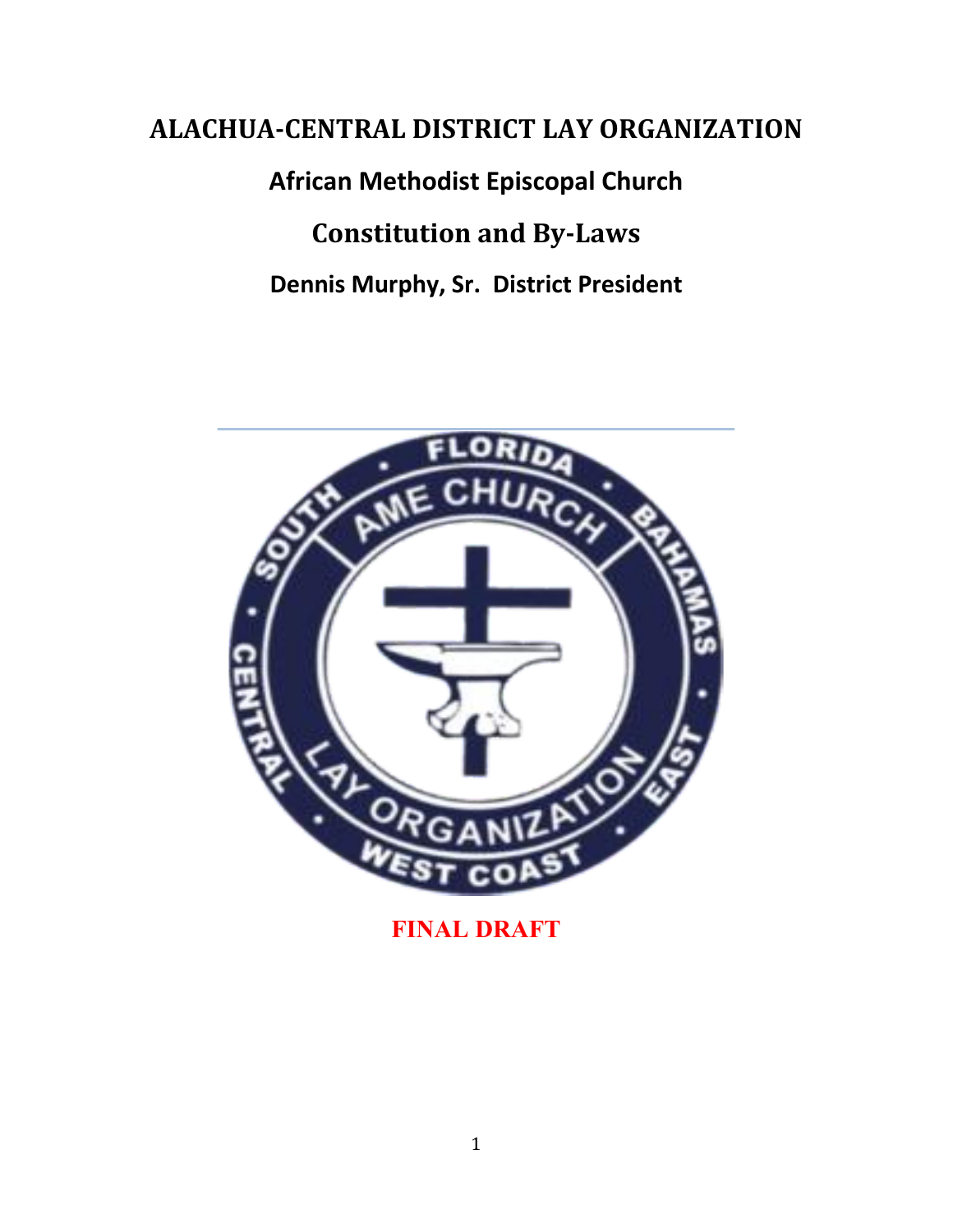# ALACHUA-CENTRAL DISTRICT LAY ORGANIZATION

## African Methodist Episcopal Church

## Constitution and By-Laws

**Dennis Murphy, Sr. District President**

**FINAL DRAFT**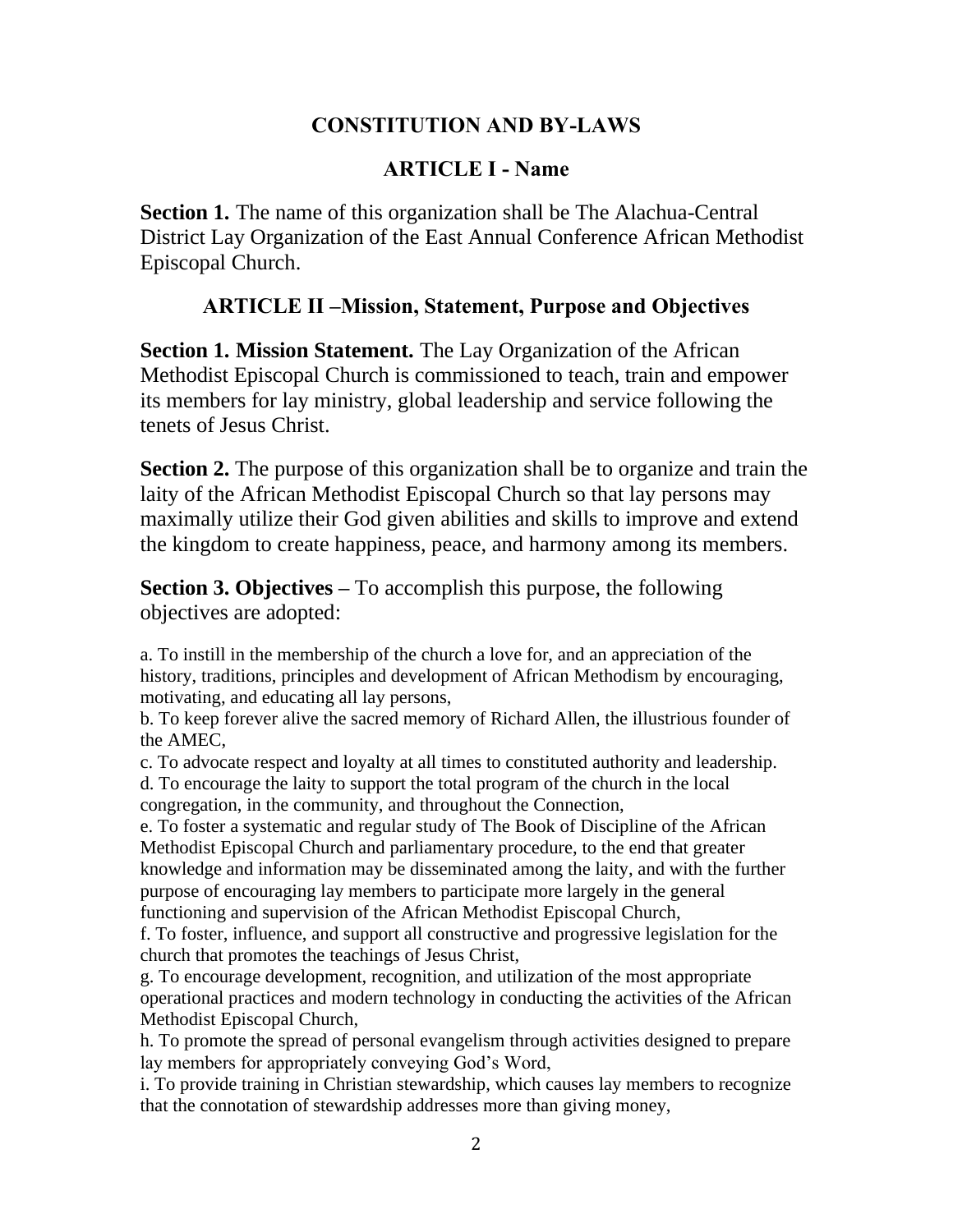## CONSTITUTION AND BY-LAWS

### ARTICLE I - Name

**Section 1.** The name of this organization shall be The Alachua-Central District Lay Organization of the East Annual Conference African Methodist Episcopal Church.

### ARTICLE II –Mission, Statement, Purpose and Objectives

**Section 1. Mission Statement.** The Lay Organization of the African Methodist Episcopal Church is commissioned to teach, train and empower its members for lay ministry, global leadership and service following the tenets of Jesus Christ.

**Section 2.** The purpose of this organization shall be to organize and train the laity of the African Methodist Episcopal Church so that lay persons may maximally utilize their God given abilities and skills to improve and extend the kingdom to create happiness, peace, and harmony among its members.

**Section 3. Objectives –** To accomplish this purpose, the following objectives are adopted:

a. To instill in the membership of the church a love for, and an appreciation of the history, traditions, principles and development of African Methodism by encouraging, motivating, and educating all lay persons,
b. To keep forever alive the sacred memory of Richard Allen, the illustrious founder of the AMEC,
c. To advocate respect and loyalty at all times to constituted authority and leadership.
d. To encourage the laity to support the total program of the church in the local congregation, in the community, and throughout the Connection,
e. To foster a systematic and regular study of The Book of Discipline of the African Methodist Episcopal Church and parliamentary procedure, to the end that greater knowledge and information may be disseminated among the laity, and with the further purpose of encouraging lay members to participate more largely in the general functioning and supervision of the African Methodist Episcopal Church,
f. To foster, influence, and support all constructive and progressive legislation for the church that promotes the teachings of Jesus Christ,
g. To encourage development, recognition, and utilization of the most appropriate operational practices and modern technology in conducting the activities of the African Methodist Episcopal Church,
h. To promote the spread of personal evangelism through activities designed to prepare lay members for appropriately conveying God's Word,
i. To provide training in Christian stewardship, which causes lay members to recognize that the connotation of stewardship addresses more than giving money,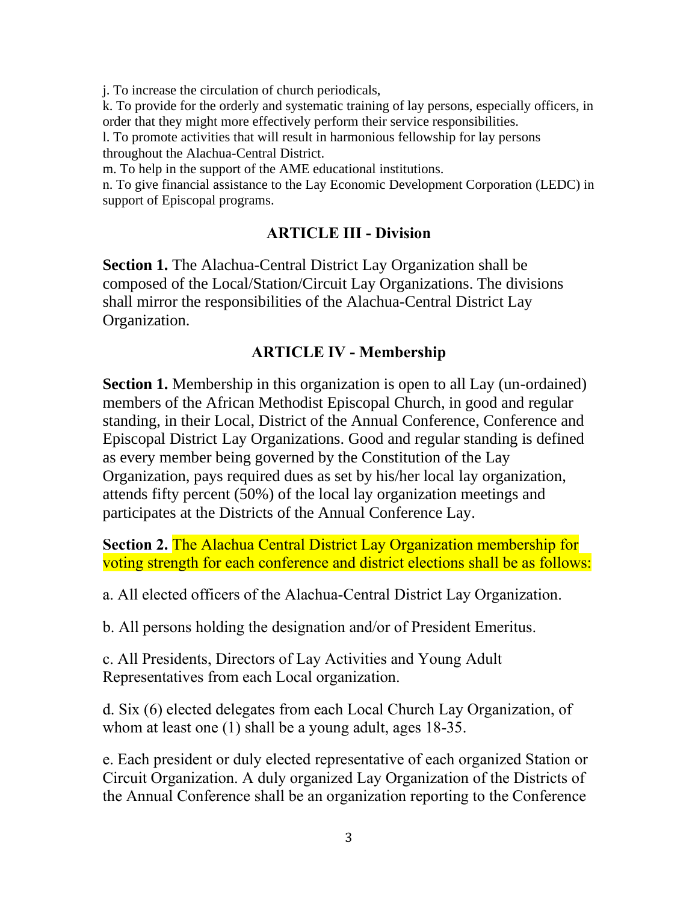j. To increase the circulation of church periodicals,

k. To provide for the orderly and systematic training of lay persons, especially officers, in order that they might more effectively perform their service responsibilities.

l. To promote activities that will result in harmonious fellowship for lay persons throughout the Alachua-Central District.

m. To help in the support of the AME educational institutions.

n. To give financial assistance to the Lay Economic Development Corporation (LEDC) in support of Episcopal programs.

## ARTICLE III - Division

**Section 1.** The Alachua-Central District Lay Organization shall be composed of the Local/Station/Circuit Lay Organizations. The divisions shall mirror the responsibilities of the Alachua-Central District Lay Organization.

## ARTICLE IV - Membership

**Section 1.** Membership in this organization is open to all Lay (un-ordained) members of the African Methodist Episcopal Church, in good and regular standing, in their Local, District of the Annual Conference, Conference and Episcopal District Lay Organizations. Good and regular standing is defined as every member being governed by the Constitution of the Lay Organization, pays required dues as set by his/her local lay organization, attends fifty percent (50%) of the local lay organization meetings and participates at the Districts of the Annual Conference Lay.

**Section 2.** The Alachua Central District Lay Organization membership for voting strength for each conference and district elections shall be as follows:

a. All elected officers of the Alachua-Central District Lay Organization.

b. All persons holding the designation and/or of President Emeritus.

c. All Presidents, Directors of Lay Activities and Young Adult Representatives from each Local organization.

d. Six (6) elected delegates from each Local Church Lay Organization, of whom at least one (1) shall be a young adult, ages 18-35.

e. Each president or duly elected representative of each organized Station or Circuit Organization. A duly organized Lay Organization of the Districts of the Annual Conference shall be an organization reporting to the Conference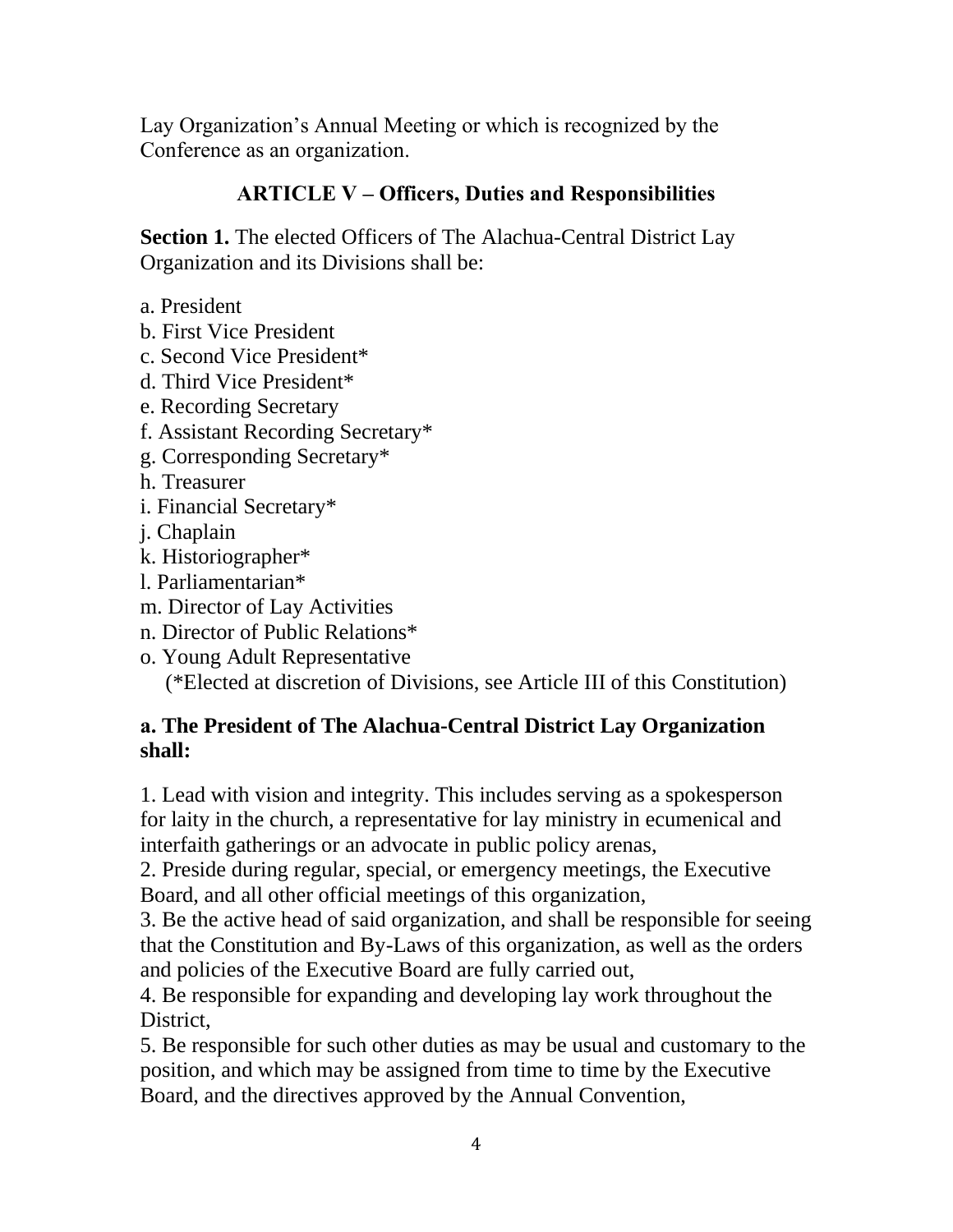Lay Organization's Annual Meeting or which is recognized by the Conference as an organization.

## ARTICLE V – Officers, Duties and Responsibilities

**Section 1.** The elected Officers of The Alachua-Central District Lay Organization and its Divisions shall be:

a. President
b. First Vice President
c. Second Vice President*
d. Third Vice President*
e. Recording Secretary
f. Assistant Recording Secretary*
g. Corresponding Secretary*
h. Treasurer
i. Financial Secretary*
j. Chaplain
k. Historiographer*
l. Parliamentarian*
m. Director of Lay Activities
n. Director of Public Relations*
o. Young Adult Representative
(*Elected at discretion of Divisions, see Article III of this Constitution)

**a. The President of The Alachua-Central District Lay Organization shall:**

1. Lead with vision and integrity. This includes serving as a spokesperson for laity in the church, a representative for lay ministry in ecumenical and interfaith gatherings or an advocate in public policy arenas,
2. Preside during regular, special, or emergency meetings, the Executive Board, and all other official meetings of this organization,
3. Be the active head of said organization, and shall be responsible for seeing that the Constitution and By-Laws of this organization, as well as the orders and policies of the Executive Board are fully carried out,
4. Be responsible for expanding and developing lay work throughout the District,
5. Be responsible for such other duties as may be usual and customary to the position, and which may be assigned from time to time by the Executive Board, and the directives approved by the Annual Convention,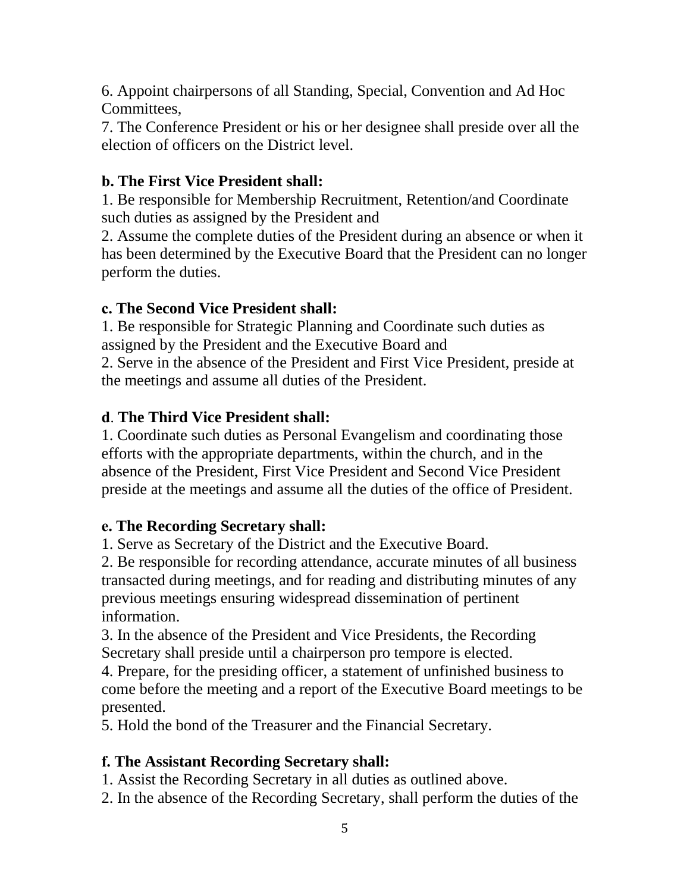6. Appoint chairpersons of all Standing, Special, Convention and Ad Hoc Committees,

7. The Conference President or his or her designee shall preside over all the election of officers on the District level.

**b. The First Vice President shall:**

1. Be responsible for Membership Recruitment, Retention/and Coordinate such duties as assigned by the President and
2. Assume the complete duties of the President during an absence or when it has been determined by the Executive Board that the President can no longer perform the duties.

**c. The Second Vice President shall:**

1. Be responsible for Strategic Planning and Coordinate such duties as assigned by the President and the Executive Board and
2. Serve in the absence of the President and First Vice President, preside at the meetings and assume all duties of the President.

**d**. **The Third Vice President shall:**

1. Coordinate such duties as Personal Evangelism and coordinating those efforts with the appropriate departments, within the church, and in the absence of the President, First Vice President and Second Vice President preside at the meetings and assume all the duties of the office of President.

**e. The Recording Secretary shall:**

1. Serve as Secretary of the District and the Executive Board.
2. Be responsible for recording attendance, accurate minutes of all business transacted during meetings, and for reading and distributing minutes of any previous meetings ensuring widespread dissemination of pertinent information.
3. In the absence of the President and Vice Presidents, the Recording Secretary shall preside until a chairperson pro tempore is elected.
4. Prepare, for the presiding officer, a statement of unfinished business to come before the meeting and a report of the Executive Board meetings to be presented.
5. Hold the bond of the Treasurer and the Financial Secretary.

**f. The Assistant Recording Secretary shall:**

1. Assist the Recording Secretary in all duties as outlined above.
2. In the absence of the Recording Secretary, shall perform the duties of the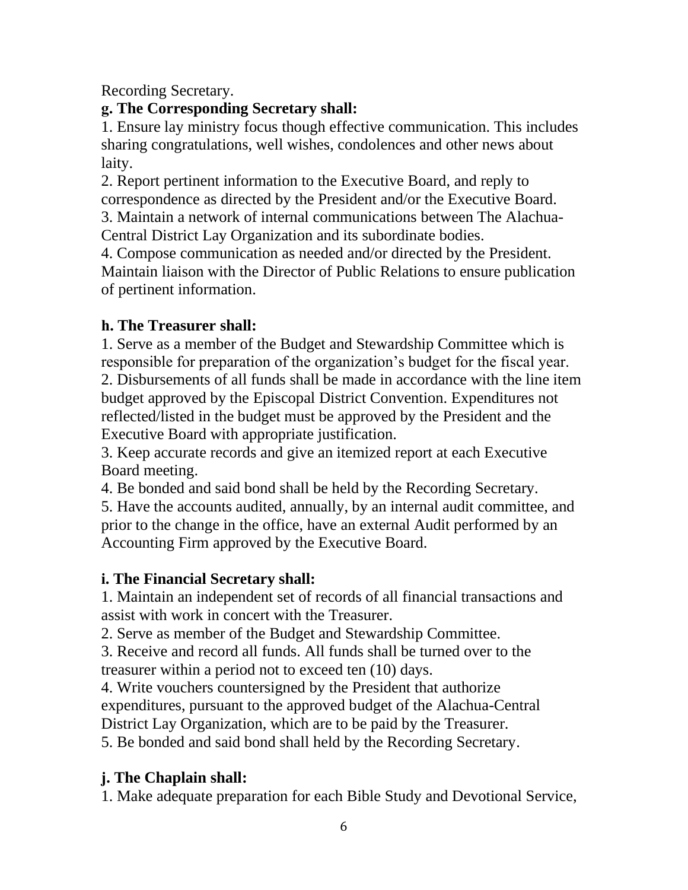Recording Secretary.

**g. The Corresponding Secretary shall:**

1. Ensure lay ministry focus though effective communication. This includes sharing congratulations, well wishes, condolences and other news about laity.
2. Report pertinent information to the Executive Board, and reply to correspondence as directed by the President and/or the Executive Board.
3. Maintain a network of internal communications between The Alachua-Central District Lay Organization and its subordinate bodies.
4. Compose communication as needed and/or directed by the President. Maintain liaison with the Director of Public Relations to ensure publication of pertinent information.

**h. The Treasurer shall:**

1. Serve as a member of the Budget and Stewardship Committee which is responsible for preparation of the organization's budget for the fiscal year.
2. Disbursements of all funds shall be made in accordance with the line item budget approved by the Episcopal District Convention. Expenditures not reflected/listed in the budget must be approved by the President and the Executive Board with appropriate justification.
3. Keep accurate records and give an itemized report at each Executive Board meeting.
4. Be bonded and said bond shall be held by the Recording Secretary.
5. Have the accounts audited, annually, by an internal audit committee, and prior to the change in the office, have an external Audit performed by an Accounting Firm approved by the Executive Board.

**i. The Financial Secretary shall:**

1. Maintain an independent set of records of all financial transactions and assist with work in concert with the Treasurer.
2. Serve as member of the Budget and Stewardship Committee.
3. Receive and record all funds. All funds shall be turned over to the treasurer within a period not to exceed ten (10) days.
4. Write vouchers countersigned by the President that authorize expenditures, pursuant to the approved budget of the Alachua-Central District Lay Organization, which are to be paid by the Treasurer.
5. Be bonded and said bond shall held by the Recording Secretary.

**j. The Chaplain shall:**

1. Make adequate preparation for each Bible Study and Devotional Service,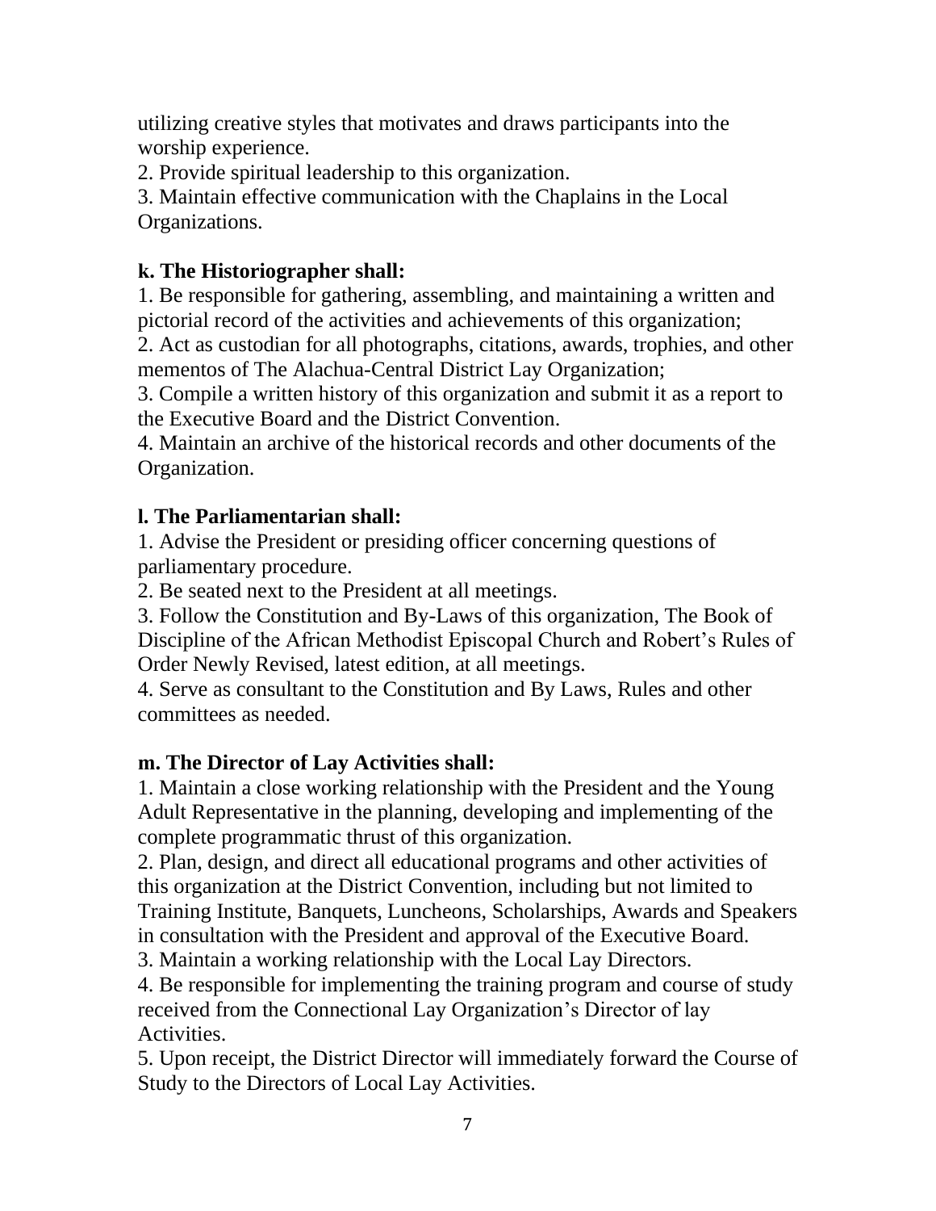utilizing creative styles that motivates and draws participants into the worship experience.

2. Provide spiritual leadership to this organization.

3. Maintain effective communication with the Chaplains in the Local Organizations.

**k. The Historiographer shall:**

1. Be responsible for gathering, assembling, and maintaining a written and pictorial record of the activities and achievements of this organization;

2. Act as custodian for all photographs, citations, awards, trophies, and other mementos of The Alachua-Central District Lay Organization;

3. Compile a written history of this organization and submit it as a report to the Executive Board and the District Convention.

4. Maintain an archive of the historical records and other documents of the Organization.

**l. The Parliamentarian shall:**

1. Advise the President or presiding officer concerning questions of parliamentary procedure.

2. Be seated next to the President at all meetings.

3. Follow the Constitution and By-Laws of this organization, The Book of Discipline of the African Methodist Episcopal Church and Robert's Rules of Order Newly Revised, latest edition, at all meetings.

4. Serve as consultant to the Constitution and By Laws, Rules and other committees as needed.

**m. The Director of Lay Activities shall:**

1. Maintain a close working relationship with the President and the Young Adult Representative in the planning, developing and implementing of the complete programmatic thrust of this organization.

2. Plan, design, and direct all educational programs and other activities of this organization at the District Convention, including but not limited to Training Institute, Banquets, Luncheons, Scholarships, Awards and Speakers in consultation with the President and approval of the Executive Board.

3. Maintain a working relationship with the Local Lay Directors.

4. Be responsible for implementing the training program and course of study received from the Connectional Lay Organization's Director of lay Activities.

5. Upon receipt, the District Director will immediately forward the Course of Study to the Directors of Local Lay Activities.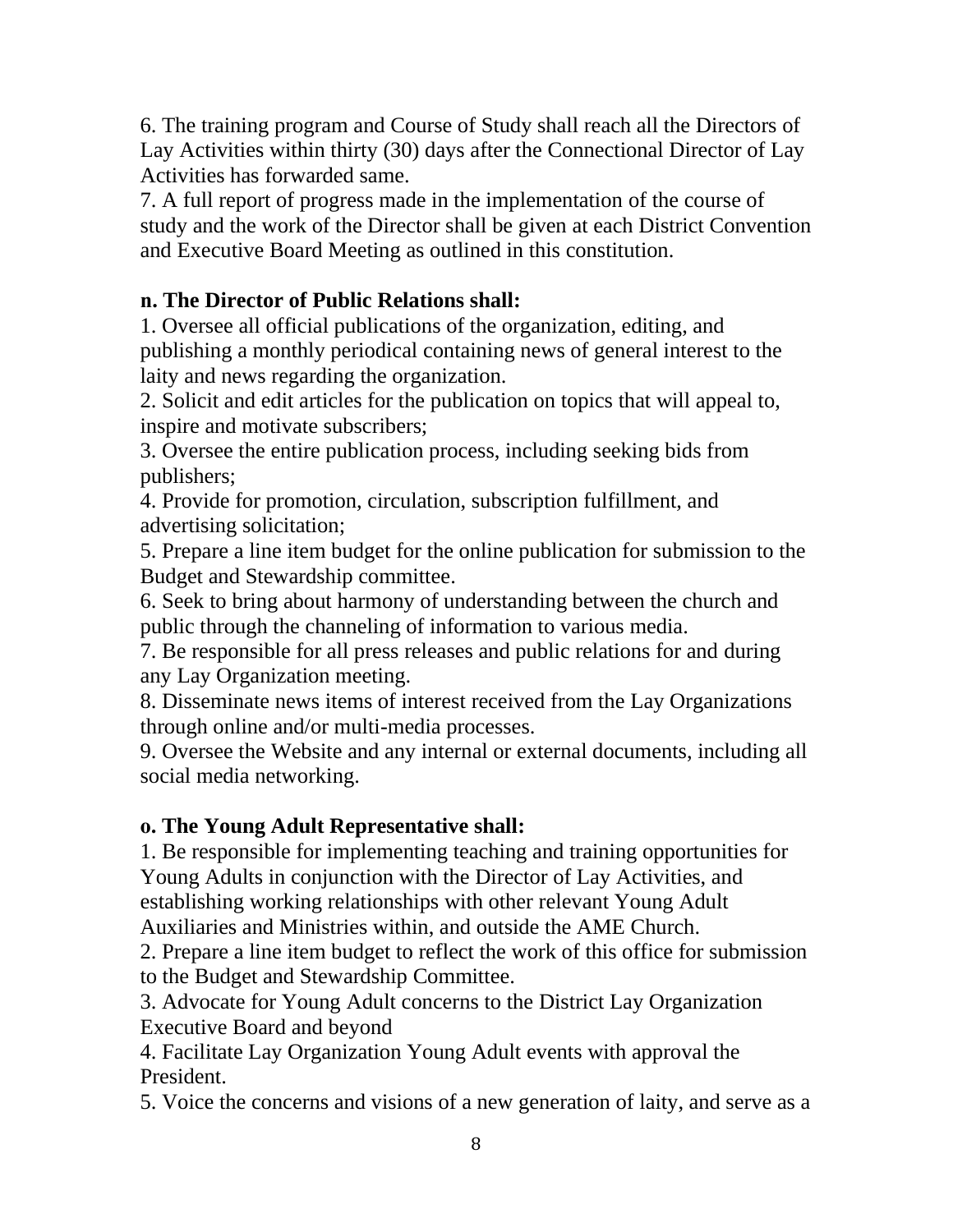6. The training program and Course of Study shall reach all the Directors of Lay Activities within thirty (30) days after the Connectional Director of Lay Activities has forwarded same.
7. A full report of progress made in the implementation of the course of study and the work of the Director shall be given at each District Convention and Executive Board Meeting as outlined in this constitution.

**n. The Director of Public Relations shall:**
1. Oversee all official publications of the organization, editing, and publishing a monthly periodical containing news of general interest to the laity and news regarding the organization.
2. Solicit and edit articles for the publication on topics that will appeal to, inspire and motivate subscribers;
3. Oversee the entire publication process, including seeking bids from publishers;
4. Provide for promotion, circulation, subscription fulfillment, and advertising solicitation;
5. Prepare a line item budget for the online publication for submission to the Budget and Stewardship committee.
6. Seek to bring about harmony of understanding between the church and public through the channeling of information to various media.
7. Be responsible for all press releases and public relations for and during any Lay Organization meeting.
8. Disseminate news items of interest received from the Lay Organizations through online and/or multi-media processes.
9. Oversee the Website and any internal or external documents, including all social media networking.

**o. The Young Adult Representative shall:**
1. Be responsible for implementing teaching and training opportunities for Young Adults in conjunction with the Director of Lay Activities, and establishing working relationships with other relevant Young Adult Auxiliaries and Ministries within, and outside the AME Church.
2. Prepare a line item budget to reflect the work of this office for submission to the Budget and Stewardship Committee.
3. Advocate for Young Adult concerns to the District Lay Organization Executive Board and beyond
4. Facilitate Lay Organization Young Adult events with approval the President.
5. Voice the concerns and visions of a new generation of laity, and serve as a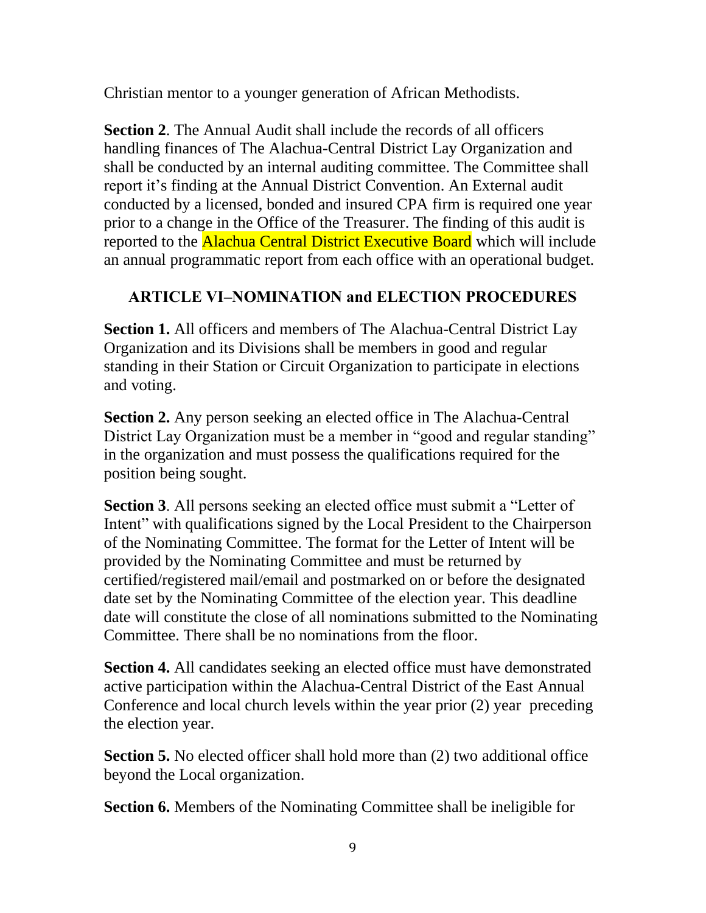Christian mentor to a younger generation of African Methodists.

**Section 2**. The Annual Audit shall include the records of all officers handling finances of The Alachua-Central District Lay Organization and shall be conducted by an internal auditing committee. The Committee shall report it's finding at the Annual District Convention. An External audit conducted by a licensed, bonded and insured CPA firm is required one year prior to a change in the Office of the Treasurer. The finding of this audit is reported to the Alachua Central District Executive Board which will include an annual programmatic report from each office with an operational budget.

## ARTICLE VI–NOMINATION and ELECTION PROCEDURES

**Section 1.** All officers and members of The Alachua-Central District Lay Organization and its Divisions shall be members in good and regular standing in their Station or Circuit Organization to participate in elections and voting.

**Section 2.** Any person seeking an elected office in The Alachua-Central District Lay Organization must be a member in "good and regular standing" in the organization and must possess the qualifications required for the position being sought.

**Section 3**. All persons seeking an elected office must submit a "Letter of Intent" with qualifications signed by the Local President to the Chairperson of the Nominating Committee. The format for the Letter of Intent will be provided by the Nominating Committee and must be returned by certified/registered mail/email and postmarked on or before the designated date set by the Nominating Committee of the election year. This deadline date will constitute the close of all nominations submitted to the Nominating Committee. There shall be no nominations from the floor.

**Section 4.** All candidates seeking an elected office must have demonstrated active participation within the Alachua-Central District of the East Annual Conference and local church levels within the year prior (2) year preceding the election year.

**Section 5.** No elected officer shall hold more than (2) two additional office beyond the Local organization.

**Section 6.** Members of the Nominating Committee shall be ineligible for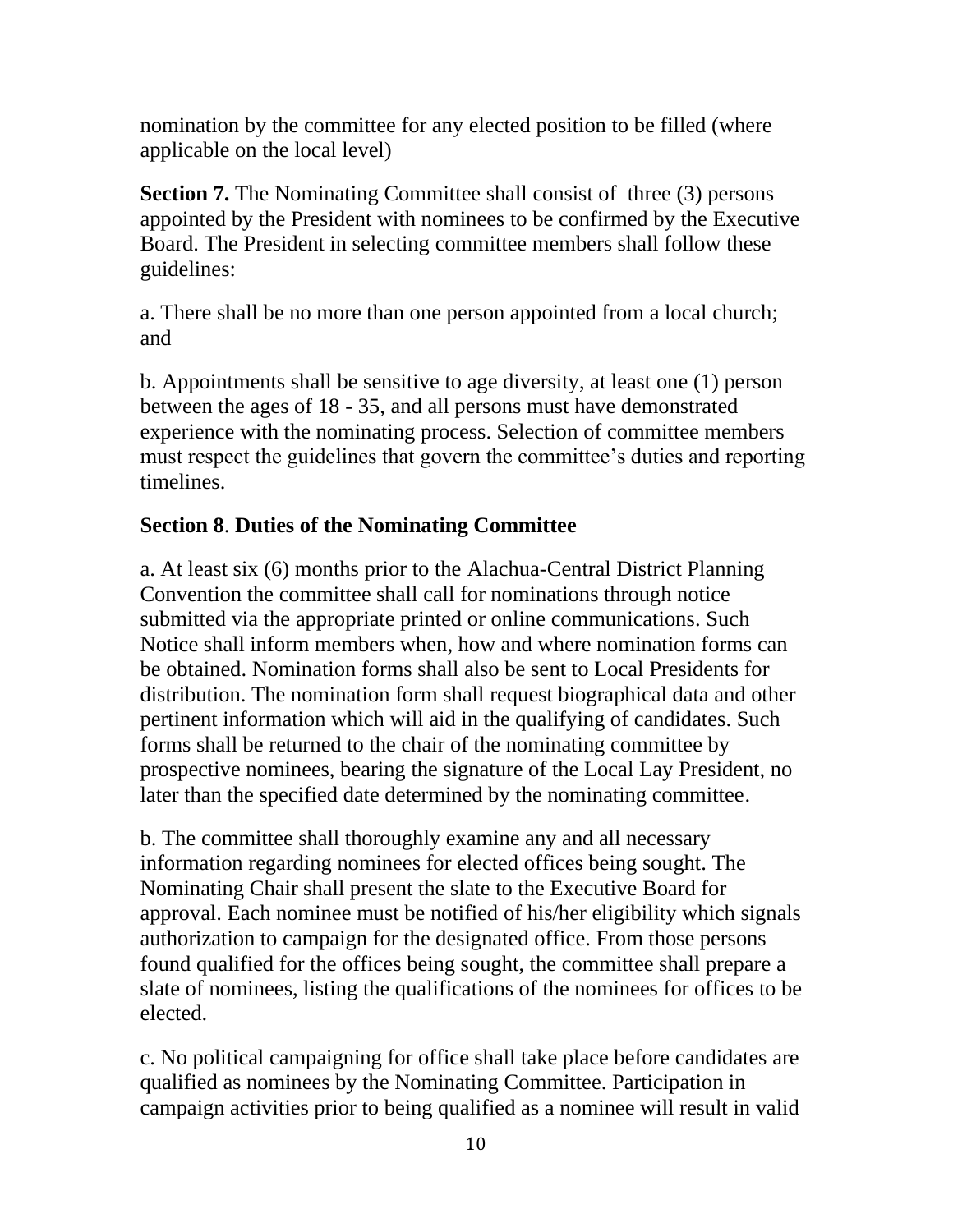nomination by the committee for any elected position to be filled (where applicable on the local level)

**Section 7.** The Nominating Committee shall consist of three (3) persons appointed by the President with nominees to be confirmed by the Executive Board. The President in selecting committee members shall follow these guidelines:

a. There shall be no more than one person appointed from a local church; and

b. Appointments shall be sensitive to age diversity, at least one (1) person between the ages of 18 - 35, and all persons must have demonstrated experience with the nominating process. Selection of committee members must respect the guidelines that govern the committee's duties and reporting timelines.

**Section 8**. **Duties of the Nominating Committee**

a. At least six (6) months prior to the Alachua-Central District Planning Convention the committee shall call for nominations through notice submitted via the appropriate printed or online communications. Such Notice shall inform members when, how and where nomination forms can be obtained. Nomination forms shall also be sent to Local Presidents for distribution. The nomination form shall request biographical data and other pertinent information which will aid in the qualifying of candidates. Such forms shall be returned to the chair of the nominating committee by prospective nominees, bearing the signature of the Local Lay President, no later than the specified date determined by the nominating committee.

b. The committee shall thoroughly examine any and all necessary information regarding nominees for elected offices being sought. The Nominating Chair shall present the slate to the Executive Board for approval. Each nominee must be notified of his/her eligibility which signals authorization to campaign for the designated office. From those persons found qualified for the offices being sought, the committee shall prepare a slate of nominees, listing the qualifications of the nominees for offices to be elected.

c. No political campaigning for office shall take place before candidates are qualified as nominees by the Nominating Committee. Participation in campaign activities prior to being qualified as a nominee will result in valid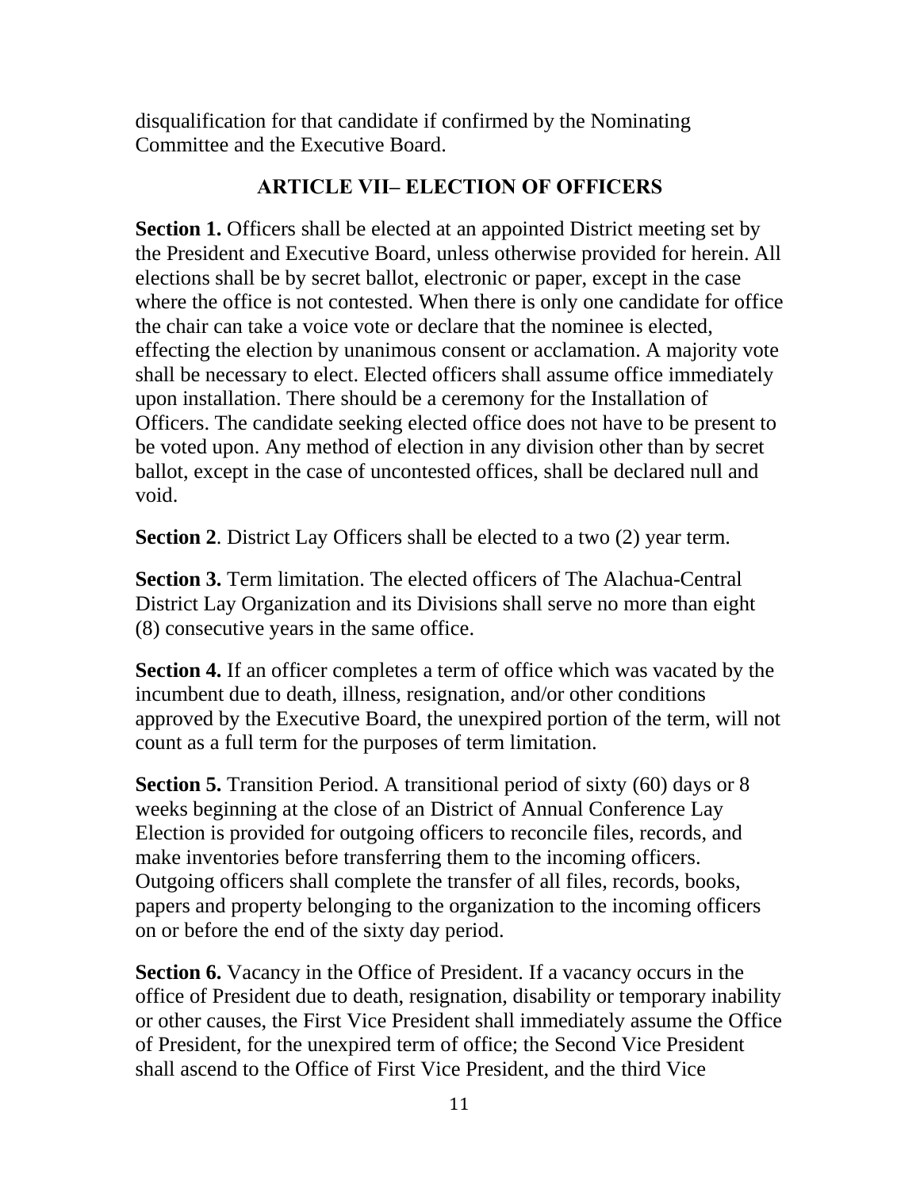disqualification for that candidate if confirmed by the Nominating Committee and the Executive Board.

## ARTICLE VII– ELECTION OF OFFICERS

**Section 1.** Officers shall be elected at an appointed District meeting set by the President and Executive Board, unless otherwise provided for herein. All elections shall be by secret ballot, electronic or paper, except in the case where the office is not contested. When there is only one candidate for office the chair can take a voice vote or declare that the nominee is elected, effecting the election by unanimous consent or acclamation. A majority vote shall be necessary to elect. Elected officers shall assume office immediately upon installation. There should be a ceremony for the Installation of Officers. The candidate seeking elected office does not have to be present to be voted upon. Any method of election in any division other than by secret ballot, except in the case of uncontested offices, shall be declared null and void.

**Section 2**. District Lay Officers shall be elected to a two (2) year term.

**Section 3.** Term limitation. The elected officers of The Alachua-Central District Lay Organization and its Divisions shall serve no more than eight (8) consecutive years in the same office.

**Section 4.** If an officer completes a term of office which was vacated by the incumbent due to death, illness, resignation, and/or other conditions approved by the Executive Board, the unexpired portion of the term, will not count as a full term for the purposes of term limitation.

**Section 5.** Transition Period. A transitional period of sixty (60) days or 8 weeks beginning at the close of an District of Annual Conference Lay Election is provided for outgoing officers to reconcile files, records, and make inventories before transferring them to the incoming officers. Outgoing officers shall complete the transfer of all files, records, books, papers and property belonging to the organization to the incoming officers on or before the end of the sixty day period.

**Section 6.** Vacancy in the Office of President. If a vacancy occurs in the office of President due to death, resignation, disability or temporary inability or other causes, the First Vice President shall immediately assume the Office of President, for the unexpired term of office; the Second Vice President shall ascend to the Office of First Vice President, and the third Vice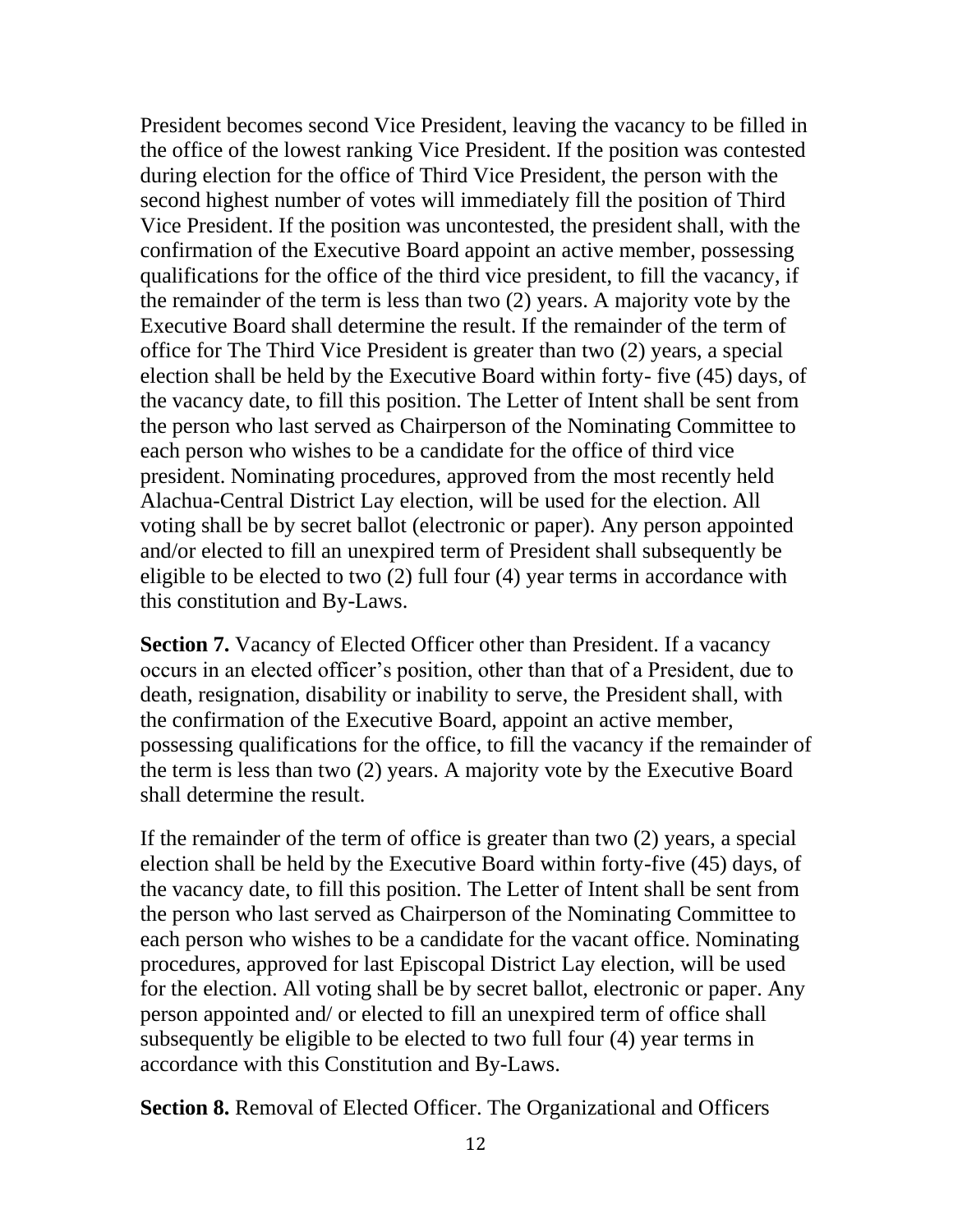President becomes second Vice President, leaving the vacancy to be filled in the office of the lowest ranking Vice President. If the position was contested during election for the office of Third Vice President, the person with the second highest number of votes will immediately fill the position of Third Vice President. If the position was uncontested, the president shall, with the confirmation of the Executive Board appoint an active member, possessing qualifications for the office of the third vice president, to fill the vacancy, if the remainder of the term is less than two (2) years. A majority vote by the Executive Board shall determine the result. If the remainder of the term of office for The Third Vice President is greater than two (2) years, a special election shall be held by the Executive Board within forty- five (45) days, of the vacancy date, to fill this position. The Letter of Intent shall be sent from the person who last served as Chairperson of the Nominating Committee to each person who wishes to be a candidate for the office of third vice president. Nominating procedures, approved from the most recently held Alachua-Central District Lay election, will be used for the election. All voting shall be by secret ballot (electronic or paper). Any person appointed and/or elected to fill an unexpired term of President shall subsequently be eligible to be elected to two (2) full four (4) year terms in accordance with this constitution and By-Laws.

**Section 7.** Vacancy of Elected Officer other than President. If a vacancy occurs in an elected officer's position, other than that of a President, due to death, resignation, disability or inability to serve, the President shall, with the confirmation of the Executive Board, appoint an active member, possessing qualifications for the office, to fill the vacancy if the remainder of the term is less than two (2) years. A majority vote by the Executive Board shall determine the result.

If the remainder of the term of office is greater than two (2) years, a special election shall be held by the Executive Board within forty-five (45) days, of the vacancy date, to fill this position. The Letter of Intent shall be sent from the person who last served as Chairperson of the Nominating Committee to each person who wishes to be a candidate for the vacant office. Nominating procedures, approved for last Episcopal District Lay election, will be used for the election. All voting shall be by secret ballot, electronic or paper. Any person appointed and/ or elected to fill an unexpired term of office shall subsequently be eligible to be elected to two full four (4) year terms in accordance with this Constitution and By-Laws.

**Section 8.** Removal of Elected Officer. The Organizational and Officers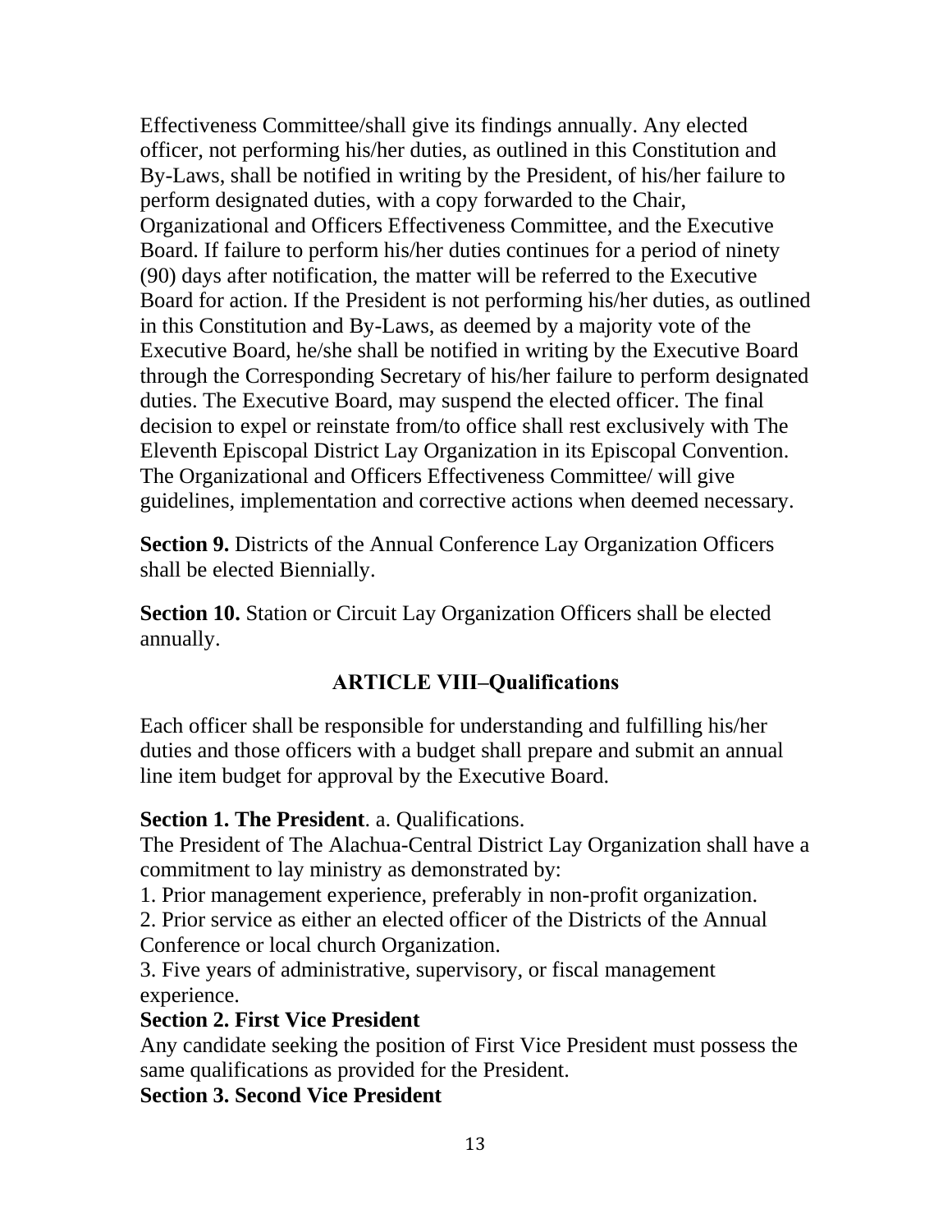Effectiveness Committee/shall give its findings annually. Any elected officer, not performing his/her duties, as outlined in this Constitution and By-Laws, shall be notified in writing by the President, of his/her failure to perform designated duties, with a copy forwarded to the Chair, Organizational and Officers Effectiveness Committee, and the Executive Board. If failure to perform his/her duties continues for a period of ninety (90) days after notification, the matter will be referred to the Executive Board for action. If the President is not performing his/her duties, as outlined in this Constitution and By-Laws, as deemed by a majority vote of the Executive Board, he/she shall be notified in writing by the Executive Board through the Corresponding Secretary of his/her failure to perform designated duties. The Executive Board, may suspend the elected officer. The final decision to expel or reinstate from/to office shall rest exclusively with The Eleventh Episcopal District Lay Organization in its Episcopal Convention. The Organizational and Officers Effectiveness Committee/ will give guidelines, implementation and corrective actions when deemed necessary.

**Section 9.** Districts of the Annual Conference Lay Organization Officers shall be elected Biennially.

**Section 10.** Station or Circuit Lay Organization Officers shall be elected annually.

## ARTICLE VIII–Qualifications

Each officer shall be responsible for understanding and fulfilling his/her duties and those officers with a budget shall prepare and submit an annual line item budget for approval by the Executive Board.

**Section 1. The President**. a. Qualifications.
The President of The Alachua-Central District Lay Organization shall have a commitment to lay ministry as demonstrated by:
1. Prior management experience, preferably in non-profit organization.
2. Prior service as either an elected officer of the Districts of the Annual Conference or local church Organization.
3. Five years of administrative, supervisory, or fiscal management experience.

**Section 2. First Vice President**
Any candidate seeking the position of First Vice President must possess the same qualifications as provided for the President.

**Section 3. Second Vice President**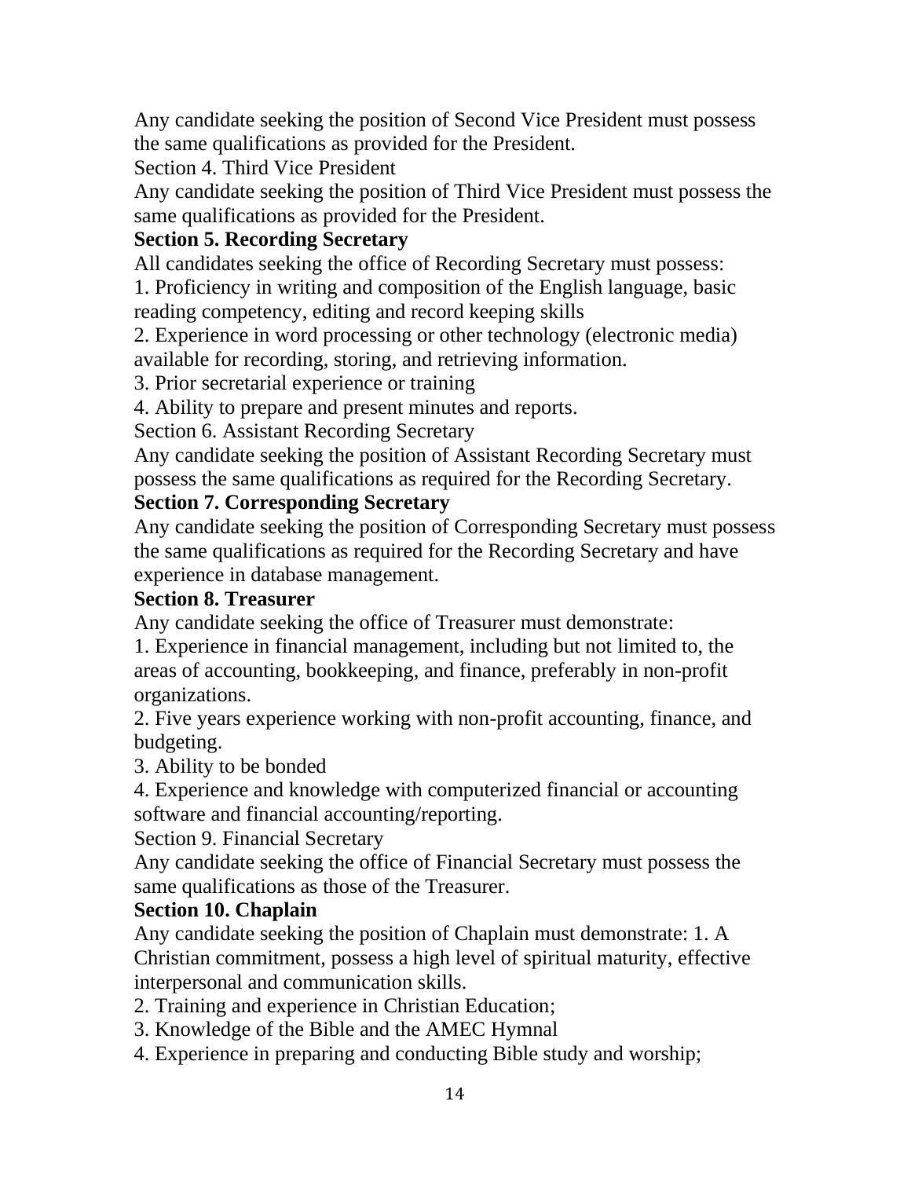Any candidate seeking the position of Second Vice President must possess the same qualifications as provided for the President.

Section 4. Third Vice President

Any candidate seeking the position of Third Vice President must possess the same qualifications as provided for the President.

**Section 5. Recording Secretary**

All candidates seeking the office of Recording Secretary must possess:

1. Proficiency in writing and composition of the English language, basic reading competency, editing and record keeping skills
2. Experience in word processing or other technology (electronic media) available for recording, storing, and retrieving information.
3. Prior secretarial experience or training
4. Ability to prepare and present minutes and reports.

Section 6. Assistant Recording Secretary

Any candidate seeking the position of Assistant Recording Secretary must possess the same qualifications as required for the Recording Secretary.

**Section 7. Corresponding Secretary**

Any candidate seeking the position of Corresponding Secretary must possess the same qualifications as required for the Recording Secretary and have experience in database management.

**Section 8. Treasurer**

Any candidate seeking the office of Treasurer must demonstrate:

1. Experience in financial management, including but not limited to, the areas of accounting, bookkeeping, and finance, preferably in non-profit organizations.
2. Five years experience working with non-profit accounting, finance, and budgeting.
3. Ability to be bonded
4. Experience and knowledge with computerized financial or accounting software and financial accounting/reporting.

Section 9. Financial Secretary

Any candidate seeking the office of Financial Secretary must possess the same qualifications as those of the Treasurer.

**Section 10. Chaplain**

Any candidate seeking the position of Chaplain must demonstrate: 1. A Christian commitment, possess a high level of spiritual maturity, effective interpersonal and communication skills.

2. Training and experience in Christian Education;
3. Knowledge of the Bible and the AMEC Hymnal
4. Experience in preparing and conducting Bible study and worship;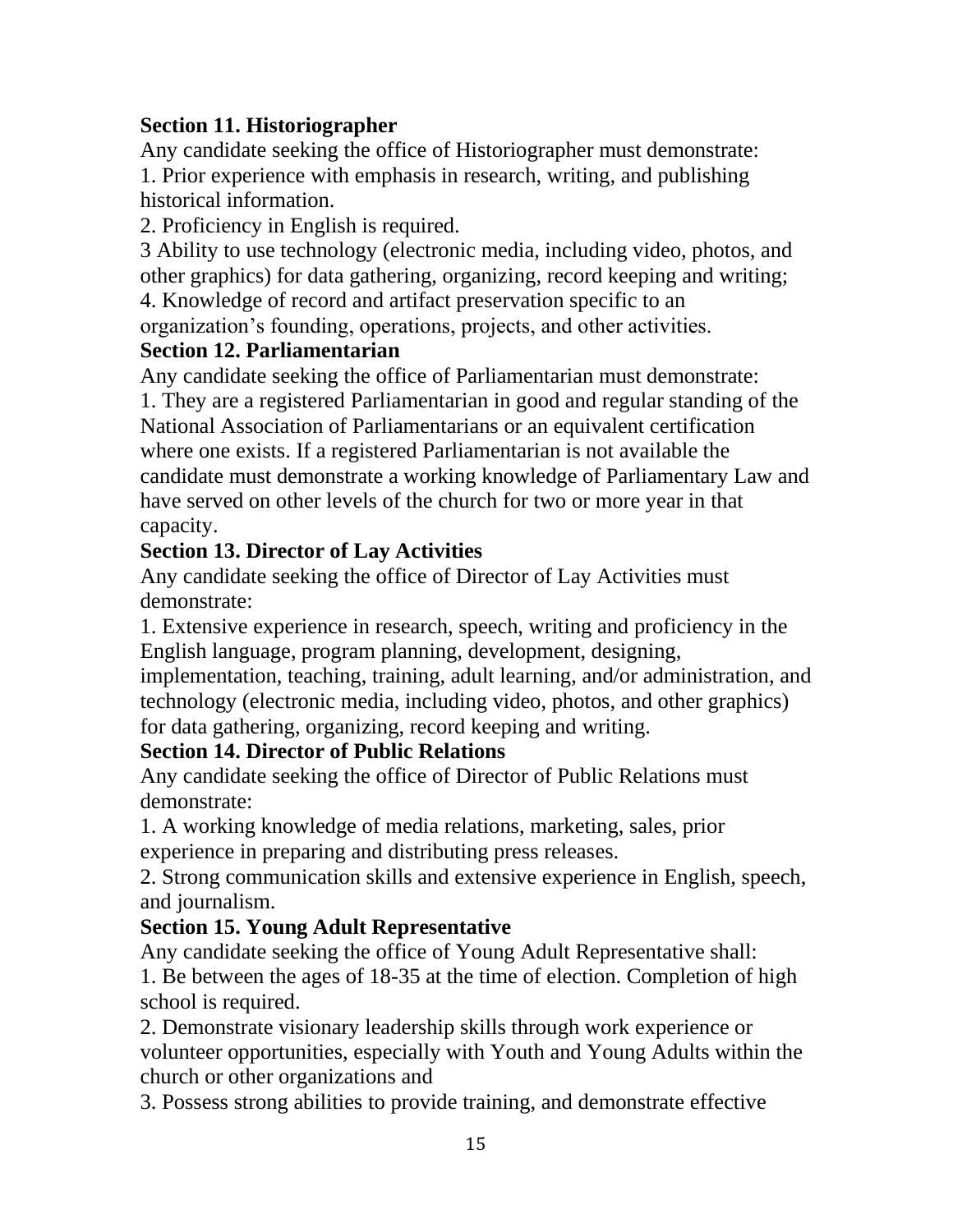**Section 11. Historiographer**

Any candidate seeking the office of Historiographer must demonstrate:

1. Prior experience with emphasis in research, writing, and publishing historical information.
2. Proficiency in English is required.

3 Ability to use technology (electronic media, including video, photos, and other graphics) for data gathering, organizing, record keeping and writing;

4. Knowledge of record and artifact preservation specific to an organization's founding, operations, projects, and other activities.

**Section 12. Parliamentarian**

Any candidate seeking the office of Parliamentarian must demonstrate:

1. They are a registered Parliamentarian in good and regular standing of the National Association of Parliamentarians or an equivalent certification where one exists. If a registered Parliamentarian is not available the candidate must demonstrate a working knowledge of Parliamentary Law and have served on other levels of the church for two or more year in that capacity.

**Section 13. Director of Lay Activities**

Any candidate seeking the office of Director of Lay Activities must demonstrate:

1. Extensive experience in research, speech, writing and proficiency in the English language, program planning, development, designing, implementation, teaching, training, adult learning, and/or administration, and technology (electronic media, including video, photos, and other graphics) for data gathering, organizing, record keeping and writing.

**Section 14. Director of Public Relations**

Any candidate seeking the office of Director of Public Relations must demonstrate:

1. A working knowledge of media relations, marketing, sales, prior experience in preparing and distributing press releases.
2. Strong communication skills and extensive experience in English, speech, and journalism.

**Section 15. Young Adult Representative**

Any candidate seeking the office of Young Adult Representative shall:

1. Be between the ages of 18-35 at the time of election. Completion of high school is required.
2. Demonstrate visionary leadership skills through work experience or volunteer opportunities, especially with Youth and Young Adults within the church or other organizations and
3. Possess strong abilities to provide training, and demonstrate effective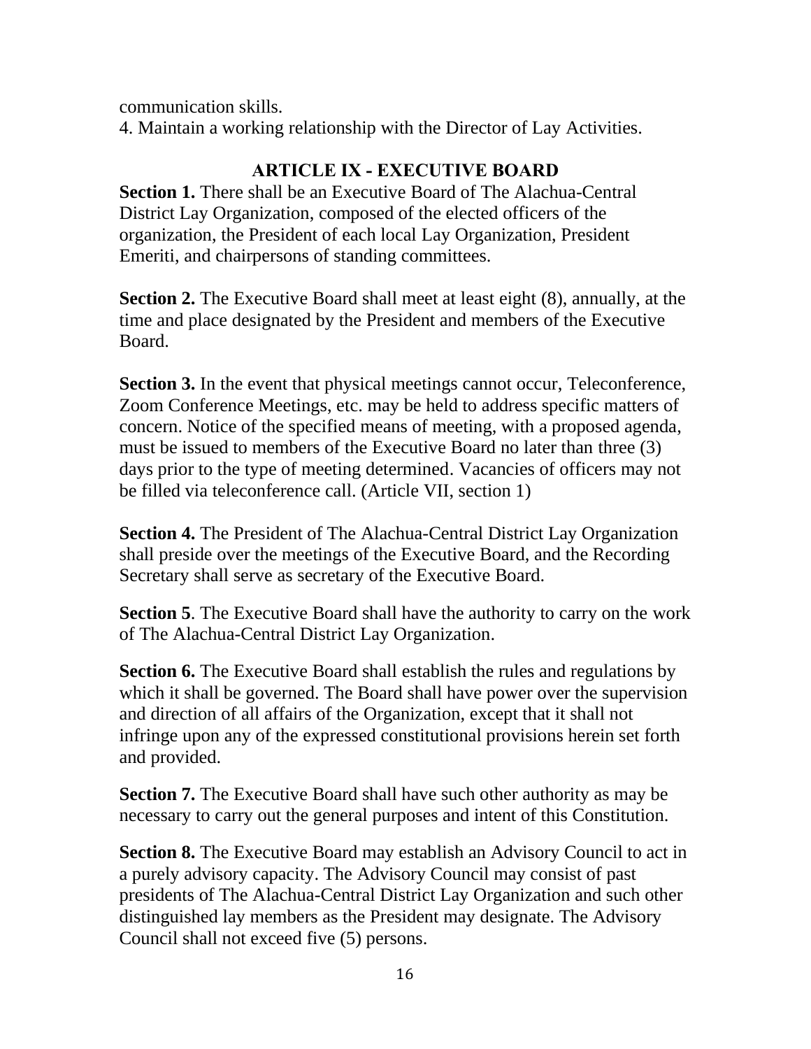communication skills.

4. Maintain a working relationship with the Director of Lay Activities.

## ARTICLE IX - EXECUTIVE BOARD

**Section 1.** There shall be an Executive Board of The Alachua-Central District Lay Organization, composed of the elected officers of the organization, the President of each local Lay Organization, President Emeriti, and chairpersons of standing committees.

**Section 2.** The Executive Board shall meet at least eight (8), annually, at the time and place designated by the President and members of the Executive Board.

**Section 3.** In the event that physical meetings cannot occur, Teleconference, Zoom Conference Meetings, etc. may be held to address specific matters of concern. Notice of the specified means of meeting, with a proposed agenda, must be issued to members of the Executive Board no later than three (3) days prior to the type of meeting determined. Vacancies of officers may not be filled via teleconference call. (Article VII, section 1)

**Section 4.** The President of The Alachua-Central District Lay Organization shall preside over the meetings of the Executive Board, and the Recording Secretary shall serve as secretary of the Executive Board.

**Section 5**. The Executive Board shall have the authority to carry on the work of The Alachua-Central District Lay Organization.

**Section 6.** The Executive Board shall establish the rules and regulations by which it shall be governed. The Board shall have power over the supervision and direction of all affairs of the Organization, except that it shall not infringe upon any of the expressed constitutional provisions herein set forth and provided.

**Section 7.** The Executive Board shall have such other authority as may be necessary to carry out the general purposes and intent of this Constitution.

**Section 8.** The Executive Board may establish an Advisory Council to act in a purely advisory capacity. The Advisory Council may consist of past presidents of The Alachua-Central District Lay Organization and such other distinguished lay members as the President may designate. The Advisory Council shall not exceed five (5) persons.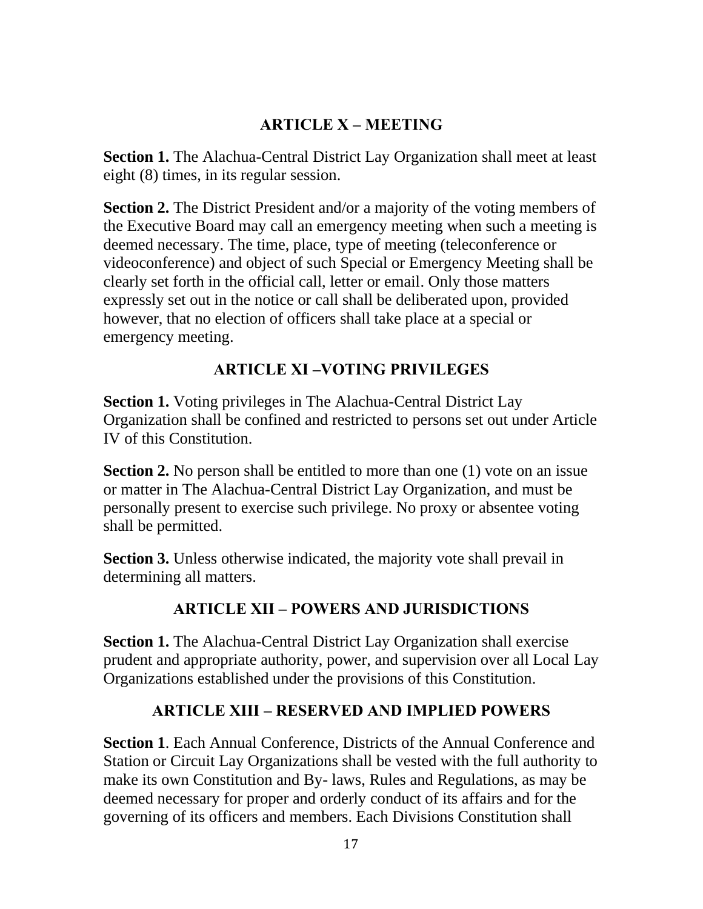## ARTICLE X – MEETING

**Section 1.** The Alachua-Central District Lay Organization shall meet at least eight (8) times, in its regular session.

**Section 2.** The District President and/or a majority of the voting members of the Executive Board may call an emergency meeting when such a meeting is deemed necessary. The time, place, type of meeting (teleconference or videoconference) and object of such Special or Emergency Meeting shall be clearly set forth in the official call, letter or email. Only those matters expressly set out in the notice or call shall be deliberated upon, provided however, that no election of officers shall take place at a special or emergency meeting.

## ARTICLE XI –VOTING PRIVILEGES

**Section 1.** Voting privileges in The Alachua-Central District Lay Organization shall be confined and restricted to persons set out under Article IV of this Constitution.

**Section 2.** No person shall be entitled to more than one (1) vote on an issue or matter in The Alachua-Central District Lay Organization, and must be personally present to exercise such privilege. No proxy or absentee voting shall be permitted.

**Section 3.** Unless otherwise indicated, the majority vote shall prevail in determining all matters.

## ARTICLE XII – POWERS AND JURISDICTIONS

**Section 1.** The Alachua-Central District Lay Organization shall exercise prudent and appropriate authority, power, and supervision over all Local Lay Organizations established under the provisions of this Constitution.

## ARTICLE XIII – RESERVED AND IMPLIED POWERS

**Section 1**. Each Annual Conference, Districts of the Annual Conference and Station or Circuit Lay Organizations shall be vested with the full authority to make its own Constitution and By- laws, Rules and Regulations, as may be deemed necessary for proper and orderly conduct of its affairs and for the governing of its officers and members. Each Divisions Constitution shall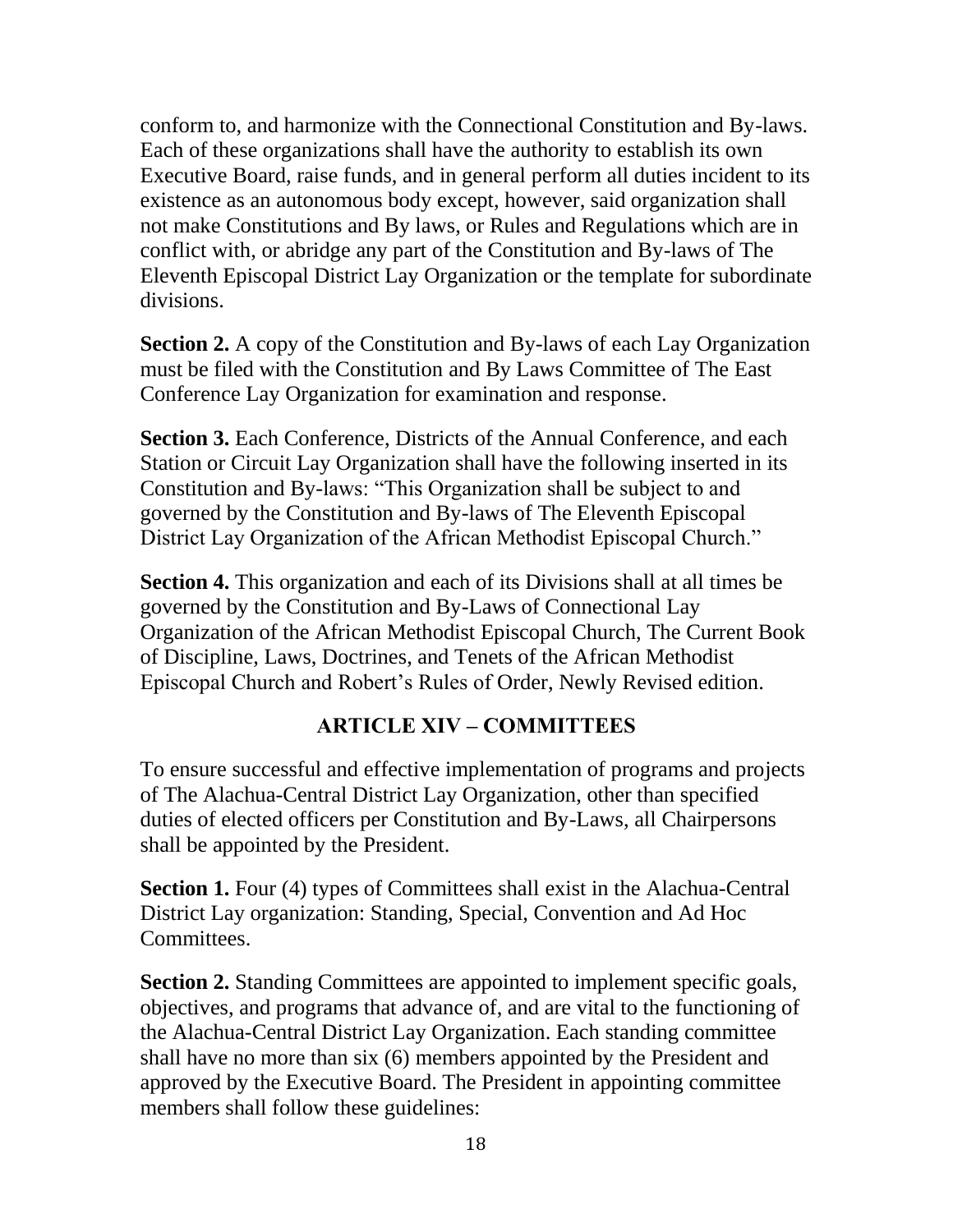conform to, and harmonize with the Connectional Constitution and By-laws. Each of these organizations shall have the authority to establish its own Executive Board, raise funds, and in general perform all duties incident to its existence as an autonomous body except, however, said organization shall not make Constitutions and By laws, or Rules and Regulations which are in conflict with, or abridge any part of the Constitution and By-laws of The Eleventh Episcopal District Lay Organization or the template for subordinate divisions.

**Section 2.** A copy of the Constitution and By-laws of each Lay Organization must be filed with the Constitution and By Laws Committee of The East Conference Lay Organization for examination and response.

**Section 3.** Each Conference, Districts of the Annual Conference, and each Station or Circuit Lay Organization shall have the following inserted in its Constitution and By-laws: "This Organization shall be subject to and governed by the Constitution and By-laws of The Eleventh Episcopal District Lay Organization of the African Methodist Episcopal Church."

**Section 4.** This organization and each of its Divisions shall at all times be governed by the Constitution and By-Laws of Connectional Lay Organization of the African Methodist Episcopal Church, The Current Book of Discipline, Laws, Doctrines, and Tenets of the African Methodist Episcopal Church and Robert's Rules of Order, Newly Revised edition.

## ARTICLE XIV – COMMITTEES

To ensure successful and effective implementation of programs and projects of The Alachua-Central District Lay Organization, other than specified duties of elected officers per Constitution and By-Laws, all Chairpersons shall be appointed by the President.

**Section 1.** Four (4) types of Committees shall exist in the Alachua-Central District Lay organization: Standing, Special, Convention and Ad Hoc Committees.

**Section 2.** Standing Committees are appointed to implement specific goals, objectives, and programs that advance of, and are vital to the functioning of the Alachua-Central District Lay Organization. Each standing committee shall have no more than six (6) members appointed by the President and approved by the Executive Board. The President in appointing committee members shall follow these guidelines: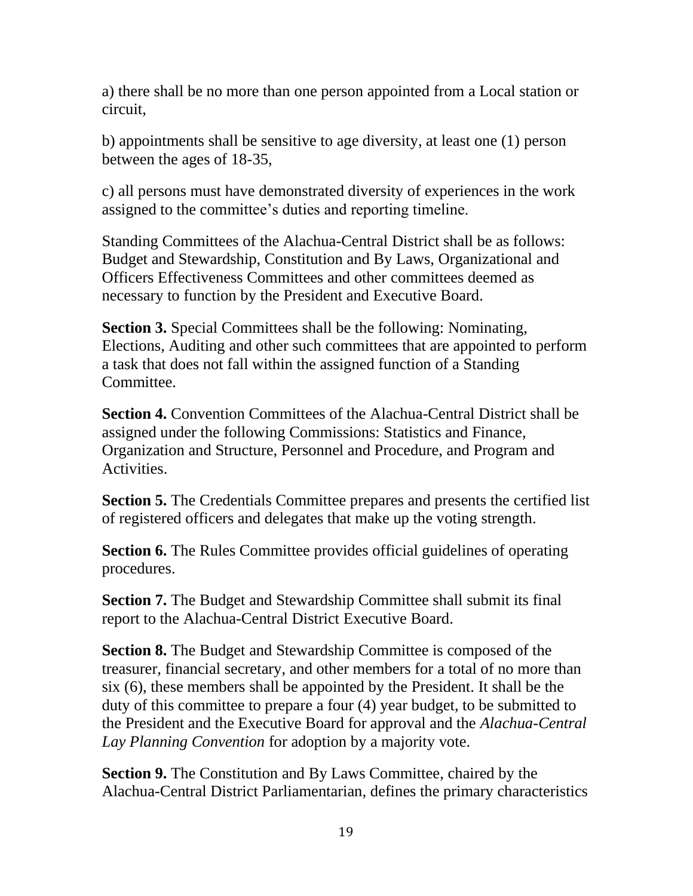a) there shall be no more than one person appointed from a Local station or circuit,

b) appointments shall be sensitive to age diversity, at least one (1) person between the ages of 18-35,

c) all persons must have demonstrated diversity of experiences in the work assigned to the committee's duties and reporting timeline.

Standing Committees of the Alachua-Central District shall be as follows: Budget and Stewardship, Constitution and By Laws, Organizational and Officers Effectiveness Committees and other committees deemed as necessary to function by the President and Executive Board.

**Section 3.** Special Committees shall be the following: Nominating, Elections, Auditing and other such committees that are appointed to perform a task that does not fall within the assigned function of a Standing Committee.

**Section 4.** Convention Committees of the Alachua-Central District shall be assigned under the following Commissions: Statistics and Finance, Organization and Structure, Personnel and Procedure, and Program and Activities.

**Section 5.** The Credentials Committee prepares and presents the certified list of registered officers and delegates that make up the voting strength.

**Section 6.** The Rules Committee provides official guidelines of operating procedures.

**Section 7.** The Budget and Stewardship Committee shall submit its final report to the Alachua-Central District Executive Board.

**Section 8.** The Budget and Stewardship Committee is composed of the treasurer, financial secretary, and other members for a total of no more than six (6), these members shall be appointed by the President. It shall be the duty of this committee to prepare a four (4) year budget, to be submitted to the President and the Executive Board for approval and the *Alachua-Central Lay Planning Convention* for adoption by a majority vote.

**Section 9.** The Constitution and By Laws Committee, chaired by the Alachua-Central District Parliamentarian, defines the primary characteristics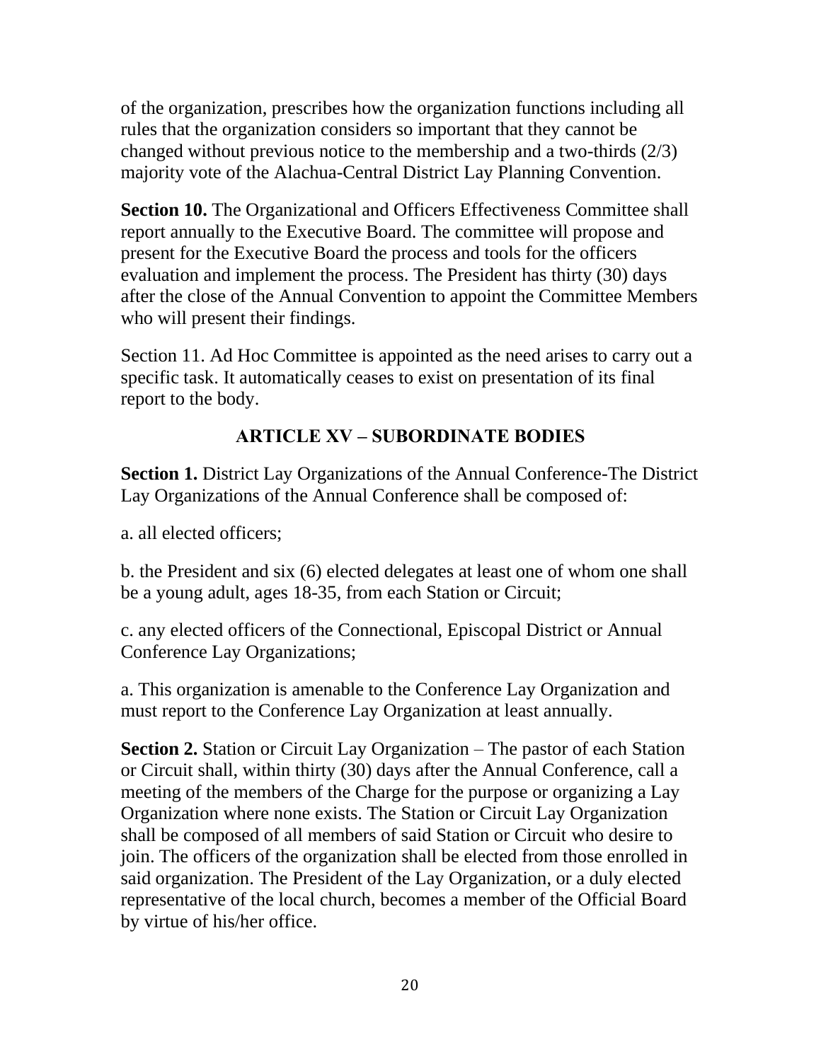of the organization, prescribes how the organization functions including all rules that the organization considers so important that they cannot be changed without previous notice to the membership and a two-thirds (2/3) majority vote of the Alachua-Central District Lay Planning Convention.

**Section 10.** The Organizational and Officers Effectiveness Committee shall report annually to the Executive Board. The committee will propose and present for the Executive Board the process and tools for the officers evaluation and implement the process. The President has thirty (30) days after the close of the Annual Convention to appoint the Committee Members who will present their findings.

Section 11. Ad Hoc Committee is appointed as the need arises to carry out a specific task. It automatically ceases to exist on presentation of its final report to the body.

## ARTICLE XV – SUBORDINATE BODIES

**Section 1.** District Lay Organizations of the Annual Conference-The District Lay Organizations of the Annual Conference shall be composed of:

a. all elected officers;

b. the President and six (6) elected delegates at least one of whom one shall be a young adult, ages 18-35, from each Station or Circuit;

c. any elected officers of the Connectional, Episcopal District or Annual Conference Lay Organizations;

a. This organization is amenable to the Conference Lay Organization and must report to the Conference Lay Organization at least annually.

**Section 2.** Station or Circuit Lay Organization – The pastor of each Station or Circuit shall, within thirty (30) days after the Annual Conference, call a meeting of the members of the Charge for the purpose or organizing a Lay Organization where none exists. The Station or Circuit Lay Organization shall be composed of all members of said Station or Circuit who desire to join. The officers of the organization shall be elected from those enrolled in said organization. The President of the Lay Organization, or a duly elected representative of the local church, becomes a member of the Official Board by virtue of his/her office.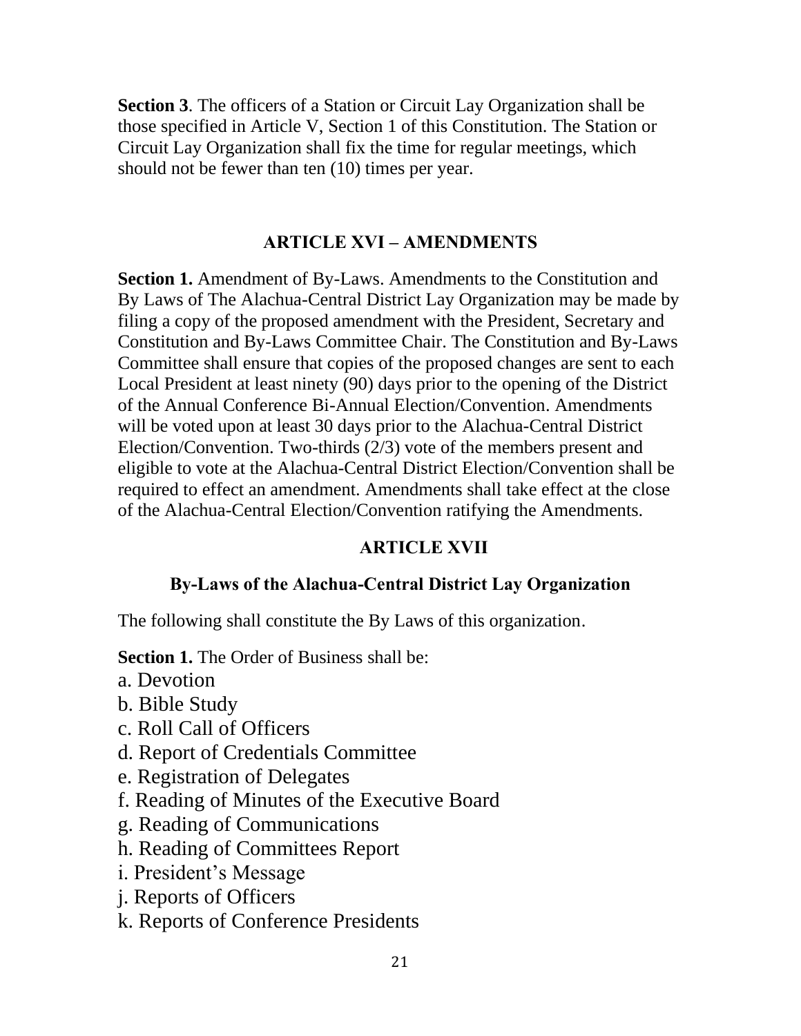**Section 3**. The officers of a Station or Circuit Lay Organization shall be those specified in Article V, Section 1 of this Constitution. The Station or Circuit Lay Organization shall fix the time for regular meetings, which should not be fewer than ten (10) times per year.

## ARTICLE XVI – AMENDMENTS

**Section 1.** Amendment of By-Laws. Amendments to the Constitution and By Laws of The Alachua-Central District Lay Organization may be made by filing a copy of the proposed amendment with the President, Secretary and Constitution and By-Laws Committee Chair. The Constitution and By-Laws Committee shall ensure that copies of the proposed changes are sent to each Local President at least ninety (90) days prior to the opening of the District of the Annual Conference Bi-Annual Election/Convention. Amendments will be voted upon at least 30 days prior to the Alachua-Central District Election/Convention. Two-thirds (2/3) vote of the members present and eligible to vote at the Alachua-Central District Election/Convention shall be required to effect an amendment. Amendments shall take effect at the close of the Alachua-Central Election/Convention ratifying the Amendments.

## ARTICLE XVII

### By-Laws of the Alachua-Central District Lay Organization

The following shall constitute the By Laws of this organization.

**Section 1.** The Order of Business shall be:

a. Devotion
b. Bible Study
c. Roll Call of Officers
d. Report of Credentials Committee
e. Registration of Delegates
f. Reading of Minutes of the Executive Board
g. Reading of Communications
h. Reading of Committees Report
i. President's Message
j. Reports of Officers
k. Reports of Conference Presidents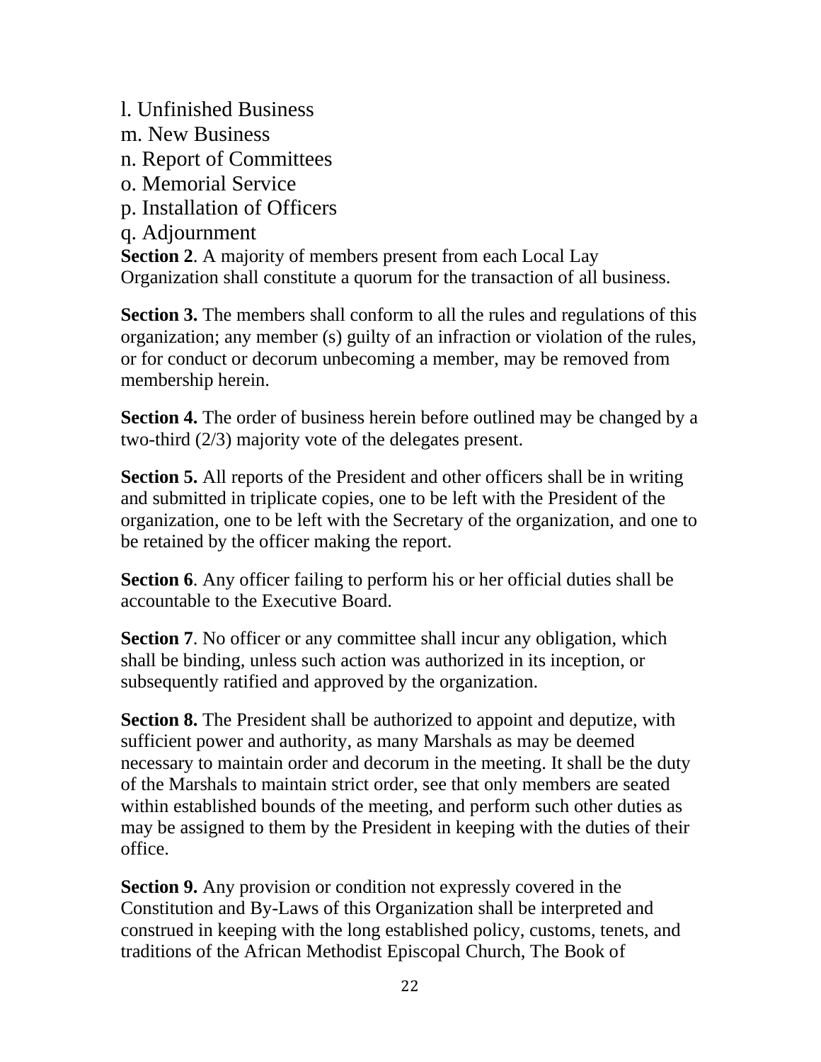l. Unfinished Business
m. New Business
n. Report of Committees
o. Memorial Service
p. Installation of Officers
q. Adjournment

**Section 2**. A majority of members present from each Local Lay Organization shall constitute a quorum for the transaction of all business.

**Section 3.** The members shall conform to all the rules and regulations of this organization; any member (s) guilty of an infraction or violation of the rules, or for conduct or decorum unbecoming a member, may be removed from membership herein.

**Section 4.** The order of business herein before outlined may be changed by a two-third (2/3) majority vote of the delegates present.

**Section 5.** All reports of the President and other officers shall be in writing and submitted in triplicate copies, one to be left with the President of the organization, one to be left with the Secretary of the organization, and one to be retained by the officer making the report.

**Section 6**. Any officer failing to perform his or her official duties shall be accountable to the Executive Board.

**Section 7**. No officer or any committee shall incur any obligation, which shall be binding, unless such action was authorized in its inception, or subsequently ratified and approved by the organization.

**Section 8.** The President shall be authorized to appoint and deputize, with sufficient power and authority, as many Marshals as may be deemed necessary to maintain order and decorum in the meeting. It shall be the duty of the Marshals to maintain strict order, see that only members are seated within established bounds of the meeting, and perform such other duties as may be assigned to them by the President in keeping with the duties of their office.

**Section 9.** Any provision or condition not expressly covered in the Constitution and By-Laws of this Organization shall be interpreted and construed in keeping with the long established policy, customs, tenets, and traditions of the African Methodist Episcopal Church, The Book of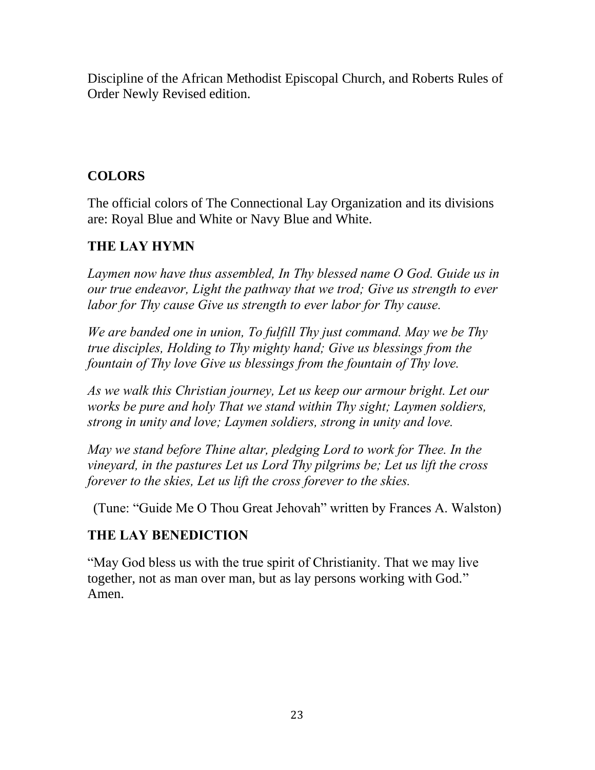Discipline of the African Methodist Episcopal Church, and Roberts Rules of Order Newly Revised edition.

## COLORS

The official colors of The Connectional Lay Organization and its divisions are: Royal Blue and White or Navy Blue and White.

## THE LAY HYMN

*Laymen now have thus assembled, In Thy blessed name O God. Guide us in our true endeavor, Light the pathway that we trod; Give us strength to ever labor for Thy cause Give us strength to ever labor for Thy cause.*

*We are banded one in union, To fulfill Thy just command. May we be Thy true disciples, Holding to Thy mighty hand; Give us blessings from the fountain of Thy love Give us blessings from the fountain of Thy love.*

*As we walk this Christian journey, Let us keep our armour bright. Let our works be pure and holy That we stand within Thy sight; Laymen soldiers, strong in unity and love; Laymen soldiers, strong in unity and love.*

*May we stand before Thine altar, pledging Lord to work for Thee. In the vineyard, in the pastures Let us Lord Thy pilgrims be; Let us lift the cross forever to the skies, Let us lift the cross forever to the skies.*

(Tune: "Guide Me O Thou Great Jehovah" written by Frances A. Walston)

## THE LAY BENEDICTION

"May God bless us with the true spirit of Christianity. That we may live together, not as man over man, but as lay persons working with God." Amen.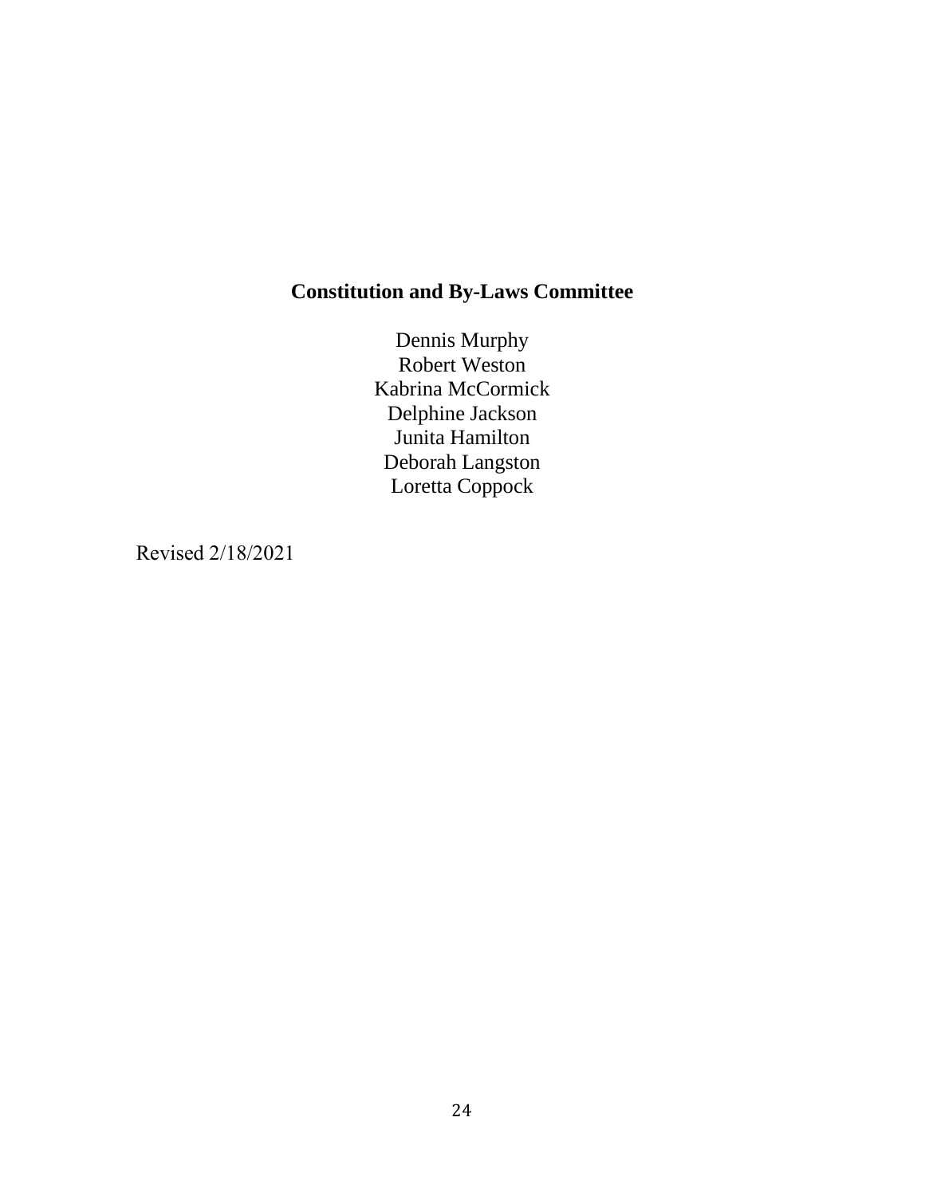**Constitution and By-Laws Committee**

Dennis Murphy
Robert Weston
Kabrina McCormick
Delphine Jackson
Junita Hamilton
Deborah Langston
Loretta Coppock

Revised 2/18/2021